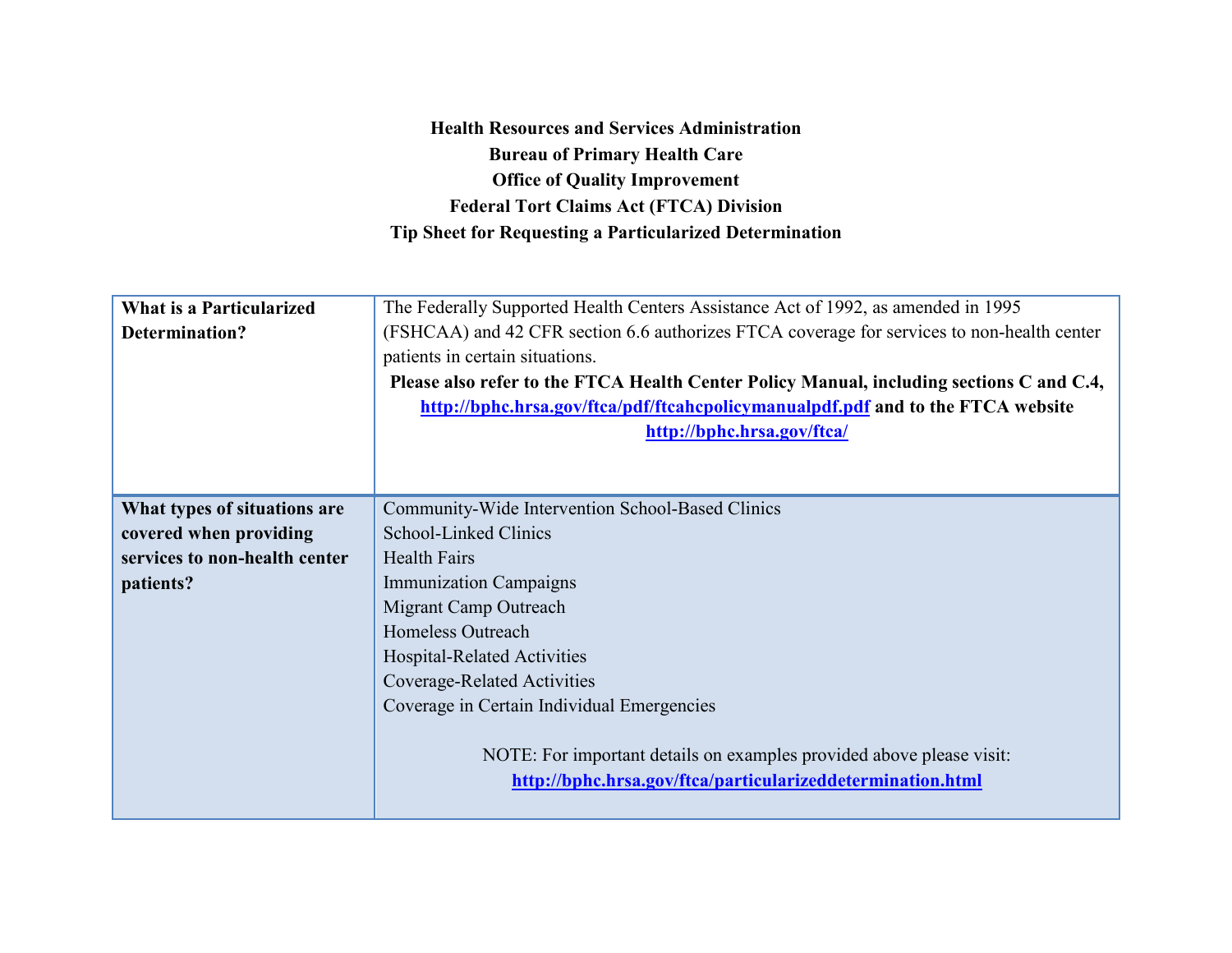**Health Resources and Services Administration**
**Bureau of Primary Health Care**
**Office of Quality Improvement**
**Federal Tort Claims Act (FTCA) Division**
**Tip Sheet for Requesting a Particularized Determination**

| | |
|---|---|
| **What is a Particularized Determination?** | The Federally Supported Health Centers Assistance Act of 1992, as amended in 1995 (FSHCAA) and 42 CFR section 6.6 authorizes FTCA coverage for services to non-health center patients in certain situations.<br>**Please also refer to the FTCA Health Center Policy Manual, including sections C and C.4, http://bphc.hrsa.gov/ftca/pdf/ftcahcpolicymanualpdf.pdf and to the FTCA website http://bphc.hrsa.gov/ftca/** |
| **What types of situations are covered when providing services to non-health center patients?** | Community-Wide Intervention School-Based Clinics<br>School-Linked Clinics<br>Health Fairs<br>Immunization Campaigns<br>Migrant Camp Outreach<br>Homeless Outreach<br>Hospital-Related Activities<br>Coverage-Related Activities<br>Coverage in Certain Individual Emergencies<br><br>NOTE: For important details on examples provided above please visit: **http://bphc.hrsa.gov/ftca/particularizeddetermination.html** |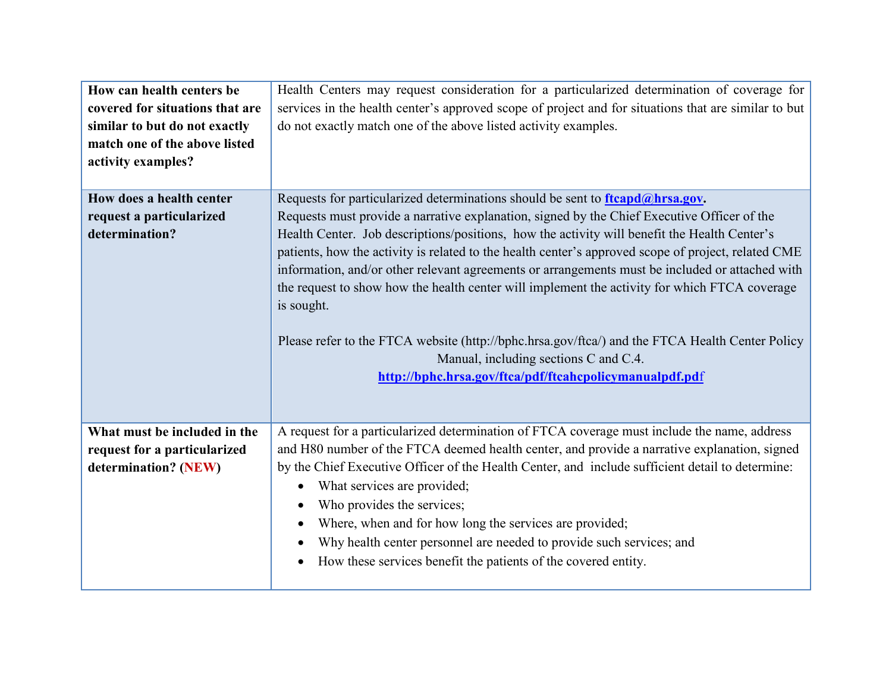| | |
|---|---|
| **How can health centers be covered for situations that are similar to but do not exactly match one of the above listed activity examples?** | Health Centers may request consideration for a particularized determination of coverage for services in the health center's approved scope of project and for situations that are similar to but do not exactly match one of the above listed activity examples. |
| **How does a health center request a particularized determination?** | Requests for particularized determinations should be sent to **ftcapd@hrsa.gov**.<br>Requests must provide a narrative explanation, signed by the Chief Executive Officer of the Health Center. Job descriptions/positions, how the activity will benefit the Health Center's patients, how the activity is related to the health center's approved scope of project, related CME information, and/or other relevant agreements or arrangements must be included or attached with the request to show how the health center will implement the activity for which FTCA coverage is sought.<br><br>Please refer to the FTCA website (http://bphc.hrsa.gov/ftca/) and the FTCA Health Center Policy Manual, including sections C and C.4.<br>**http://bphc.hrsa.gov/ftca/pdf/ftcahcpolicymanualpdf.pdf** |
| **What must be included in the request for a particularized determination? (NEW)** | A request for a particularized determination of FTCA coverage must include the name, address and H80 number of the FTCA deemed health center, and provide a narrative explanation, signed by the Chief Executive Officer of the Health Center, and include sufficient detail to determine:<br>• What services are provided;<br>• Who provides the services;<br>• Where, when and for how long the services are provided;<br>• Why health center personnel are needed to provide such services; and<br>• How these services benefit the patients of the covered entity. |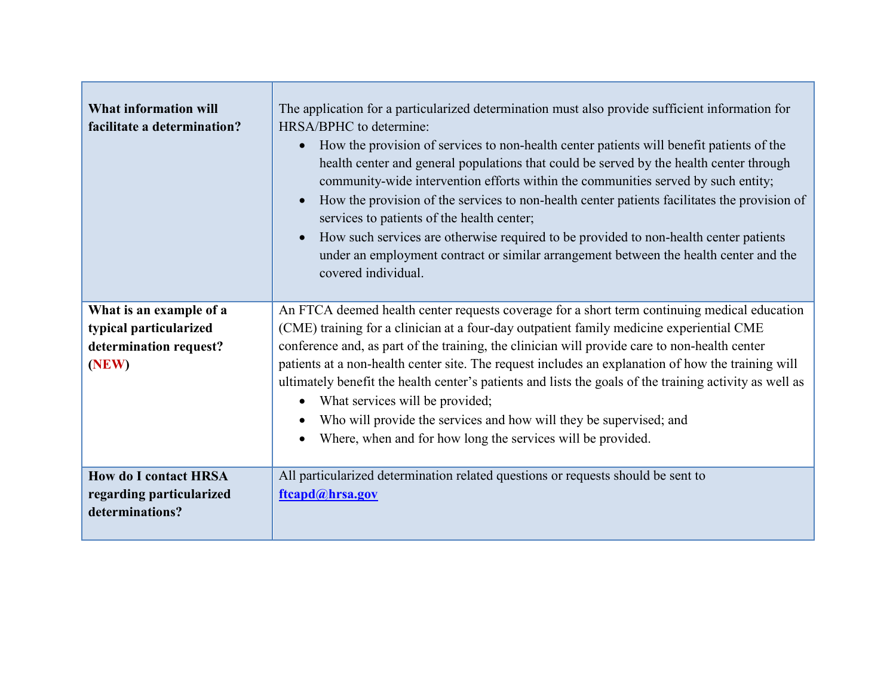| | |
|---|---|
| **What information will facilitate a determination?** | The application for a particularized determination must also provide sufficient information for HRSA/BPHC to determine:<br>• How the provision of services to non-health center patients will benefit patients of the health center and general populations that could be served by the health center through community-wide intervention efforts within the communities served by such entity;<br>• How the provision of the services to non-health center patients facilitates the provision of services to patients of the health center;<br>• How such services are otherwise required to be provided to non-health center patients under an employment contract or similar arrangement between the health center and the covered individual. |
| **What is an example of a typical particularized determination request? (NEW)** | An FTCA deemed health center requests coverage for a short term continuing medical education (CME) training for a clinician at a four-day outpatient family medicine experiential CME conference and, as part of the training, the clinician will provide care to non-health center patients at a non-health center site. The request includes an explanation of how the training will ultimately benefit the health center's patients and lists the goals of the training activity as well as<br>• What services will be provided;<br>• Who will provide the services and how will they be supervised; and<br>• Where, when and for how long the services will be provided. |
| **How do I contact HRSA regarding particularized determinations?** | All particularized determination related questions or requests should be sent to **ftcapd@hrsa.gov** |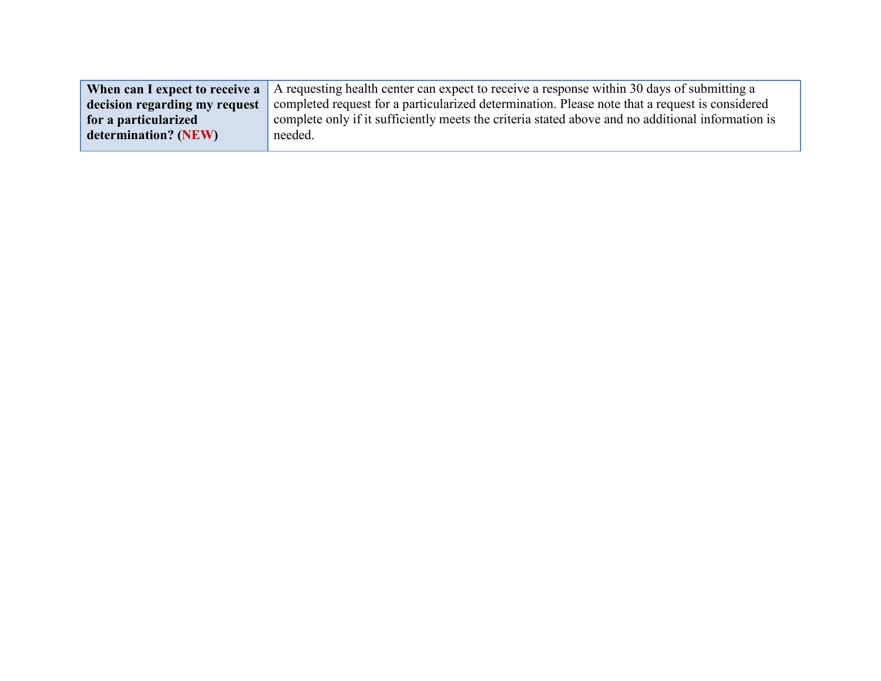| | |
|---|---|
| **When can I expect to receive a decision regarding my request for a particularized determination? (NEW)** | A requesting health center can expect to receive a response within 30 days of submitting a completed request for a particularized determination. Please note that a request is considered complete only if it sufficiently meets the criteria stated above and no additional information is needed. |